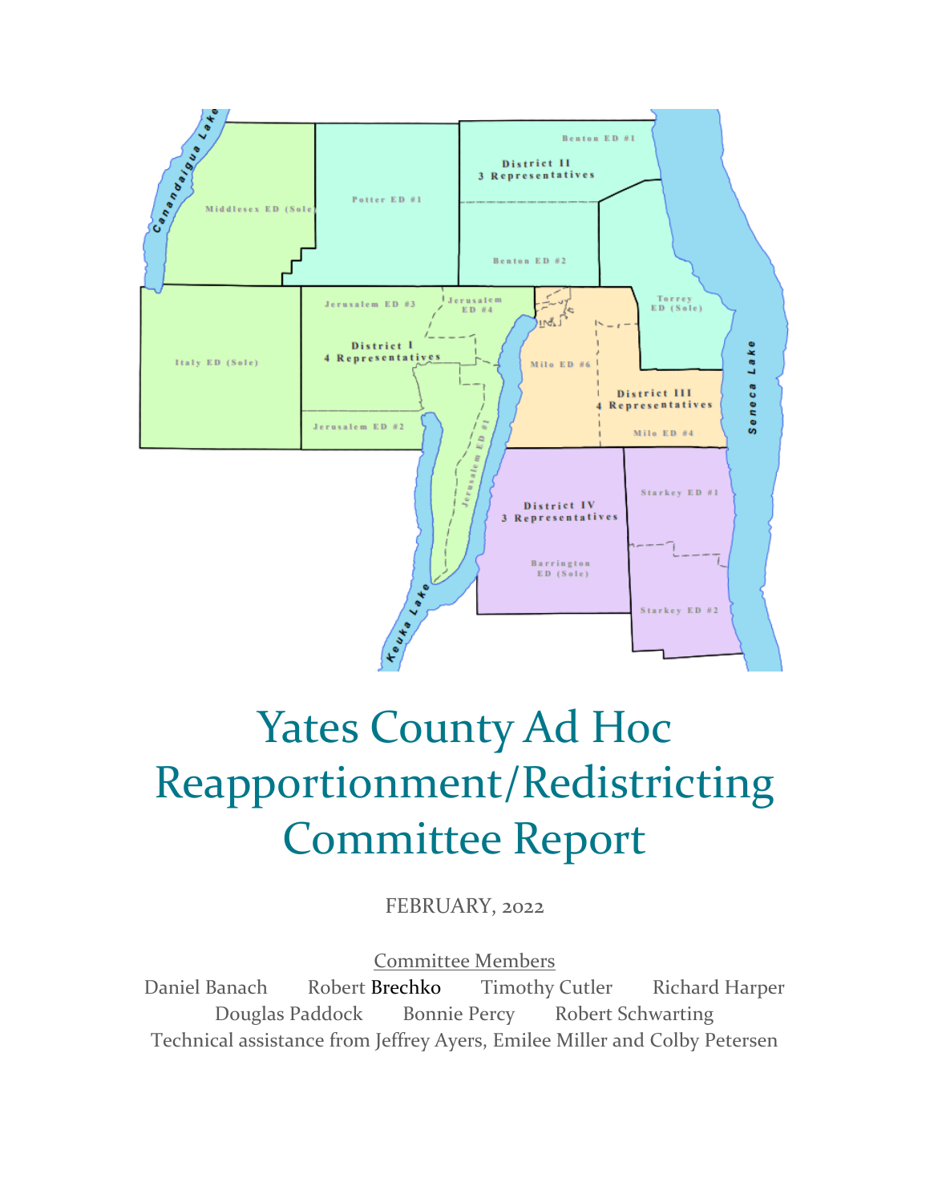# Yates County Ad Hoc Reapportionment/Redistricting Committee Report

FEBRUARY, 2022

Committee Members

Daniel Banach   Robert Brechko   Timothy Cutler   Richard Harper
Douglas Paddock   Bonnie Percy   Robert Schwarting
Technical assistance from Jeffrey Ayers, Emilee Miller and Colby Petersen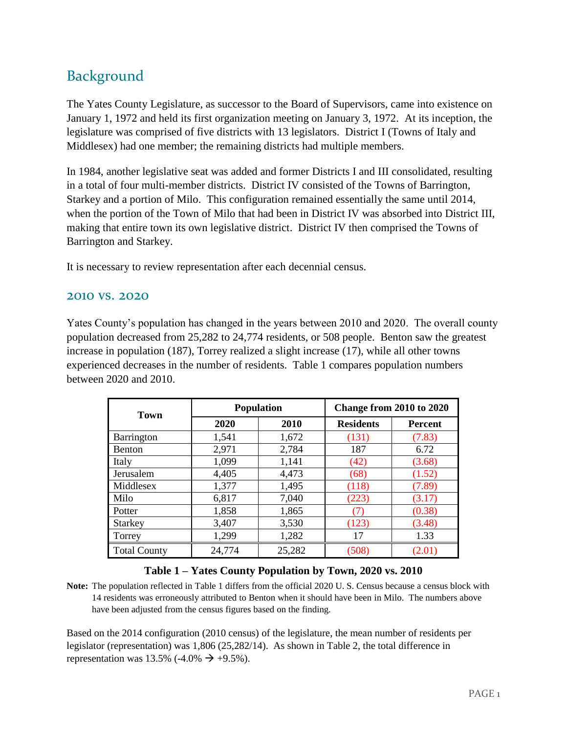## Background

The Yates County Legislature, as successor to the Board of Supervisors, came into existence on January 1, 1972 and held its first organization meeting on January 3, 1972. At its inception, the legislature was comprised of five districts with 13 legislators. District I (Towns of Italy and Middlesex) had one member; the remaining districts had multiple members.

In 1984, another legislative seat was added and former Districts I and III consolidated, resulting in a total of four multi-member districts. District IV consisted of the Towns of Barrington, Starkey and a portion of Milo. This configuration remained essentially the same until 2014, when the portion of the Town of Milo that had been in District IV was absorbed into District III, making that entire town its own legislative district. District IV then comprised the Towns of Barrington and Starkey.

It is necessary to review representation after each decennial census.

### 2010 vs. 2020

Yates County's population has changed in the years between 2010 and 2020. The overall county population decreased from 25,282 to 24,774 residents, or 508 people. Benton saw the greatest increase in population (187), Torrey realized a slight increase (17), while all other towns experienced decreases in the number of residents. Table 1 compares population numbers between 2020 and 2010.

| Town | Population | | Change from 2010 to 2020 | |
|---|---|---|---|---|
| | 2020 | 2010 | Residents | Percent |
| Barrington | 1,541 | 1,672 | (131) | (7.83) |
| Benton | 2,971 | 2,784 | 187 | 6.72 |
| Italy | 1,099 | 1,141 | (42) | (3.68) |
| Jerusalem | 4,405 | 4,473 | (68) | (1.52) |
| Middlesex | 1,377 | 1,495 | (118) | (7.89) |
| Milo | 6,817 | 7,040 | (223) | (3.17) |
| Potter | 1,858 | 1,865 | (7) | (0.38) |
| Starkey | 3,407 | 3,530 | (123) | (3.48) |
| Torrey | 1,299 | 1,282 | 17 | 1.33 |
| Total County | 24,774 | 25,282 | (508) | (2.01) |

**Table 1 – Yates County Population by Town, 2020 vs. 2010**

**Note:** The population reflected in Table 1 differs from the official 2020 U. S. Census because a census block with 14 residents was erroneously attributed to Benton when it should have been in Milo. The numbers above have been adjusted from the census figures based on the finding.

Based on the 2014 configuration (2010 census) of the legislature, the mean number of residents per legislator (representation) was 1,806 (25,282/14). As shown in Table 2, the total difference in representation was 13.5% (-4.0% → +9.5%).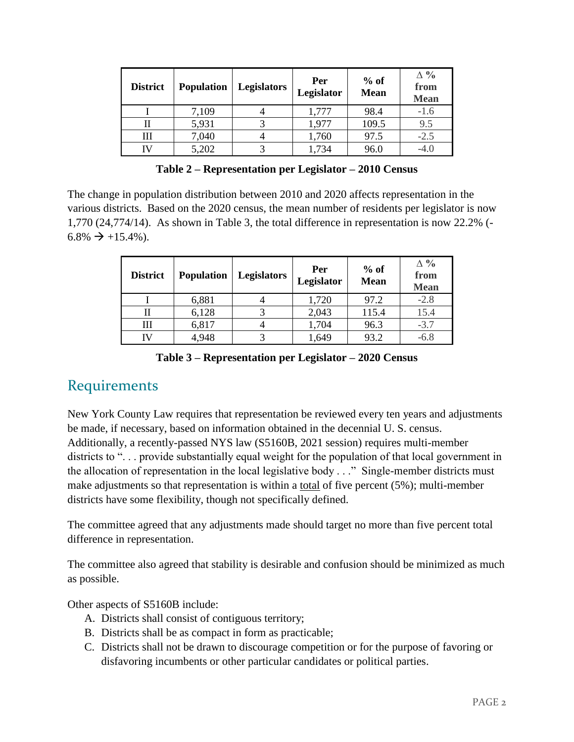| District | Population | Legislators | Per Legislator | % of Mean | Δ % from Mean |
|---|---|---|---|---|---|
| I | 7,109 | 4 | 1,777 | 98.4 | -1.6 |
| II | 5,931 | 3 | 1,977 | 109.5 | 9.5 |
| III | 7,040 | 4 | 1,760 | 97.5 | -2.5 |
| IV | 5,202 | 3 | 1,734 | 96.0 | -4.0 |

**Table 2 – Representation per Legislator – 2010 Census**

The change in population distribution between 2010 and 2020 affects representation in the various districts. Based on the 2020 census, the mean number of residents per legislator is now 1,770 (24,774/14). As shown in Table 3, the total difference in representation is now 22.2% (-6.8% → +15.4%).

| District | Population | Legislators | Per Legislator | % of Mean | Δ % from Mean |
|---|---|---|---|---|---|
| I | 6,881 | 4 | 1,720 | 97.2 | -2.8 |
| II | 6,128 | 3 | 2,043 | 115.4 | 15.4 |
| III | 6,817 | 4 | 1,704 | 96.3 | -3.7 |
| IV | 4,948 | 3 | 1,649 | 93.2 | -6.8 |

**Table 3 – Representation per Legislator – 2020 Census**

## Requirements

New York County Law requires that representation be reviewed every ten years and adjustments be made, if necessary, based on information obtained in the decennial U. S. census. Additionally, a recently-passed NYS law (S5160B, 2021 session) requires multi-member districts to ". . . provide substantially equal weight for the population of that local government in the allocation of representation in the local legislative body . . ." Single-member districts must make adjustments so that representation is within a total of five percent (5%); multi-member districts have some flexibility, though not specifically defined.

The committee agreed that any adjustments made should target no more than five percent total difference in representation.

The committee also agreed that stability is desirable and confusion should be minimized as much as possible.

Other aspects of S5160B include:

A. Districts shall consist of contiguous territory;
B. Districts shall be as compact in form as practicable;
C. Districts shall not be drawn to discourage competition or for the purpose of favoring or disfavoring incumbents or other particular candidates or political parties.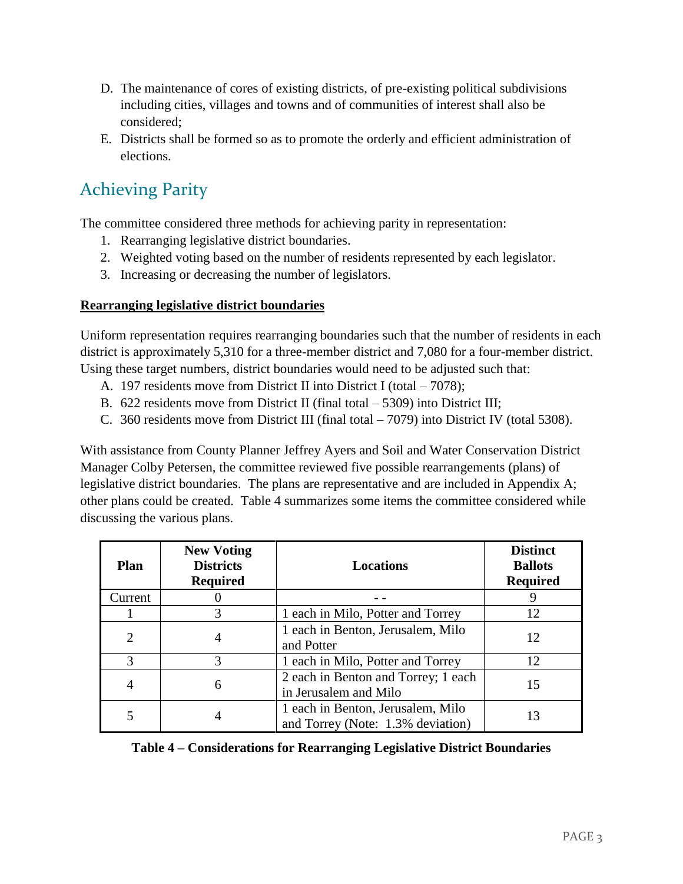D. The maintenance of cores of existing districts, of pre-existing political subdivisions including cities, villages and towns and of communities of interest shall also be considered;
E. Districts shall be formed so as to promote the orderly and efficient administration of elections.

## Achieving Parity

The committee considered three methods for achieving parity in representation:

1. Rearranging legislative district boundaries.
2. Weighted voting based on the number of residents represented by each legislator.
3. Increasing or decreasing the number of legislators.

**Rearranging legislative district boundaries**

Uniform representation requires rearranging boundaries such that the number of residents in each district is approximately 5,310 for a three-member district and 7,080 for a four-member district. Using these target numbers, district boundaries would need to be adjusted such that:

A. 197 residents move from District II into District I (total – 7078);
B. 622 residents move from District II (final total – 5309) into District III;
C. 360 residents move from District III (final total – 7079) into District IV (total 5308).

With assistance from County Planner Jeffrey Ayers and Soil and Water Conservation District Manager Colby Petersen, the committee reviewed five possible rearrangements (plans) of legislative district boundaries. The plans are representative and are included in Appendix A; other plans could be created. Table 4 summarizes some items the committee considered while discussing the various plans.

| Plan | New Voting Districts Required | Locations | Distinct Ballots Required |
|---|---|---|---|
| Current | 0 | - - | 9 |
| 1 | 3 | 1 each in Milo, Potter and Torrey | 12 |
| 2 | 4 | 1 each in Benton, Jerusalem, Milo and Potter | 12 |
| 3 | 3 | 1 each in Milo, Potter and Torrey | 12 |
| 4 | 6 | 2 each in Benton and Torrey; 1 each in Jerusalem and Milo | 15 |
| 5 | 4 | 1 each in Benton, Jerusalem, Milo and Torrey (Note: 1.3% deviation) | 13 |

**Table 4 – Considerations for Rearranging Legislative District Boundaries**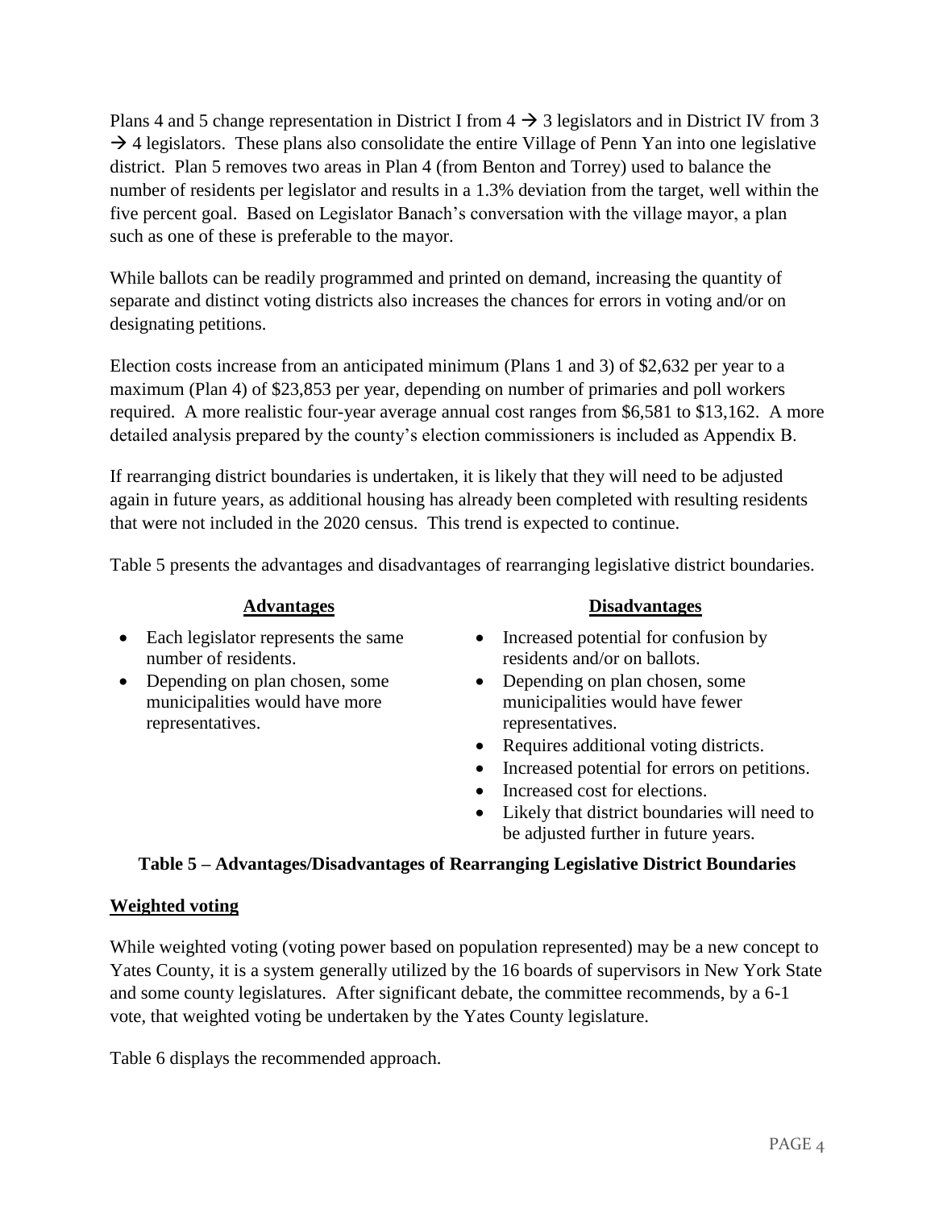Plans 4 and 5 change representation in District I from 4 → 3 legislators and in District IV from 3 → 4 legislators. These plans also consolidate the entire Village of Penn Yan into one legislative district. Plan 5 removes two areas in Plan 4 (from Benton and Torrey) used to balance the number of residents per legislator and results in a 1.3% deviation from the target, well within the five percent goal. Based on Legislator Banach's conversation with the village mayor, a plan such as one of these is preferable to the mayor.

While ballots can be readily programmed and printed on demand, increasing the quantity of separate and distinct voting districts also increases the chances for errors in voting and/or on designating petitions.

Election costs increase from an anticipated minimum (Plans 1 and 3) of $2,632 per year to a maximum (Plan 4) of $23,853 per year, depending on number of primaries and poll workers required. A more realistic four-year average annual cost ranges from $6,581 to $13,162. A more detailed analysis prepared by the county's election commissioners is included as Appendix B.

If rearranging district boundaries is undertaken, it is likely that they will need to be adjusted again in future years, as additional housing has already been completed with resulting residents that were not included in the 2020 census. This trend is expected to continue.

Table 5 presents the advantages and disadvantages of rearranging legislative district boundaries.

| Advantages | Disadvantages |
| --- | --- |
| • Each legislator represents the same number of residents.<br>• Depending on plan chosen, some municipalities would have more representatives. | • Increased potential for confusion by residents and/or on ballots.<br>• Depending on plan chosen, some municipalities would have fewer representatives.<br>• Requires additional voting districts.<br>• Increased potential for errors on petitions.<br>• Increased cost for elections.<br>• Likely that district boundaries will need to be adjusted further in future years. |

**Table 5 – Advantages/Disadvantages of Rearranging Legislative District Boundaries**

**Weighted voting**

While weighted voting (voting power based on population represented) may be a new concept to Yates County, it is a system generally utilized by the 16 boards of supervisors in New York State and some county legislatures. After significant debate, the committee recommends, by a 6-1 vote, that weighted voting be undertaken by the Yates County legislature.

Table 6 displays the recommended approach.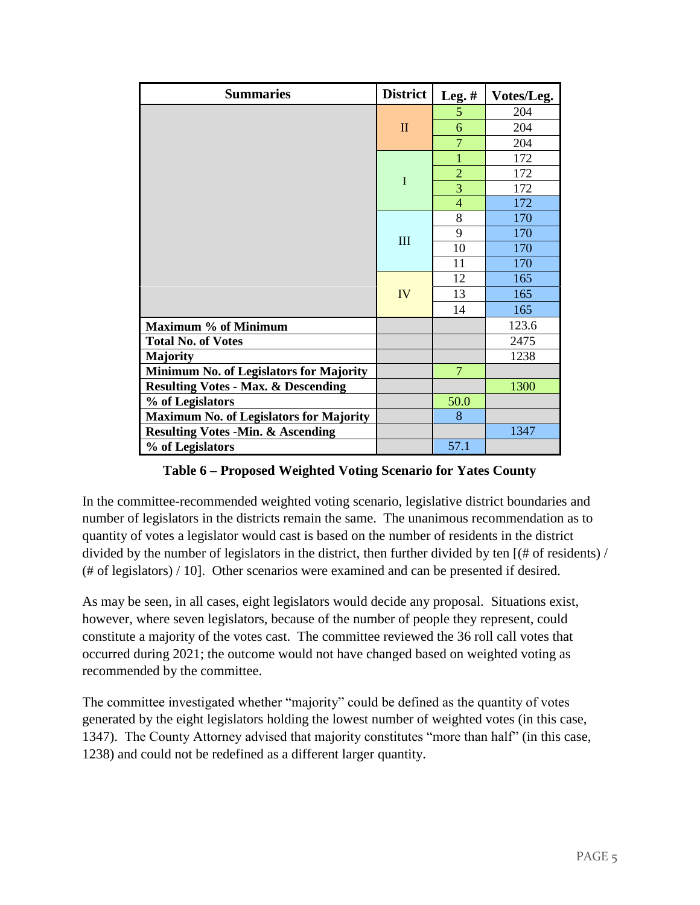| Summaries | District | Leg. # | Votes/Leg. |
|---|---|---|---|
| | II | 5 | 204 |
| | | 6 | 204 |
| | | 7 | 204 |
| | I | 1 | 172 |
| | | 2 | 172 |
| | | 3 | 172 |
| | | 4 | 172 |
| | III | 8 | 170 |
| | | 9 | 170 |
| | | 10 | 170 |
| | | 11 | 170 |
| | IV | 12 | 165 |
| | | 13 | 165 |
| | | 14 | 165 |
| **Maximum % of Minimum** | | | 123.6 |
| **Total No. of Votes** | | | 2475 |
| **Majority** | | | 1238 |
| **Minimum No. of Legislators for Majority** | | 7 | |
| **Resulting Votes - Max. & Descending** | | | 1300 |
| **% of Legislators** | | 50.0 | |
| **Maximum No. of Legislators for Majority** | | 8 | |
| **Resulting Votes -Min. & Ascending** | | | 1347 |
| **% of Legislators** | | 57.1 | |

**Table 6 – Proposed Weighted Voting Scenario for Yates County**

In the committee-recommended weighted voting scenario, legislative district boundaries and number of legislators in the districts remain the same. The unanimous recommendation as to quantity of votes a legislator would cast is based on the number of residents in the district divided by the number of legislators in the district, then further divided by ten [(# of residents) / (# of legislators) / 10]. Other scenarios were examined and can be presented if desired.

As may be seen, in all cases, eight legislators would decide any proposal. Situations exist, however, where seven legislators, because of the number of people they represent, could constitute a majority of the votes cast. The committee reviewed the 36 roll call votes that occurred during 2021; the outcome would not have changed based on weighted voting as recommended by the committee.

The committee investigated whether "majority" could be defined as the quantity of votes generated by the eight legislators holding the lowest number of weighted votes (in this case, 1347). The County Attorney advised that majority constitutes "more than half" (in this case, 1238) and could not be redefined as a different larger quantity.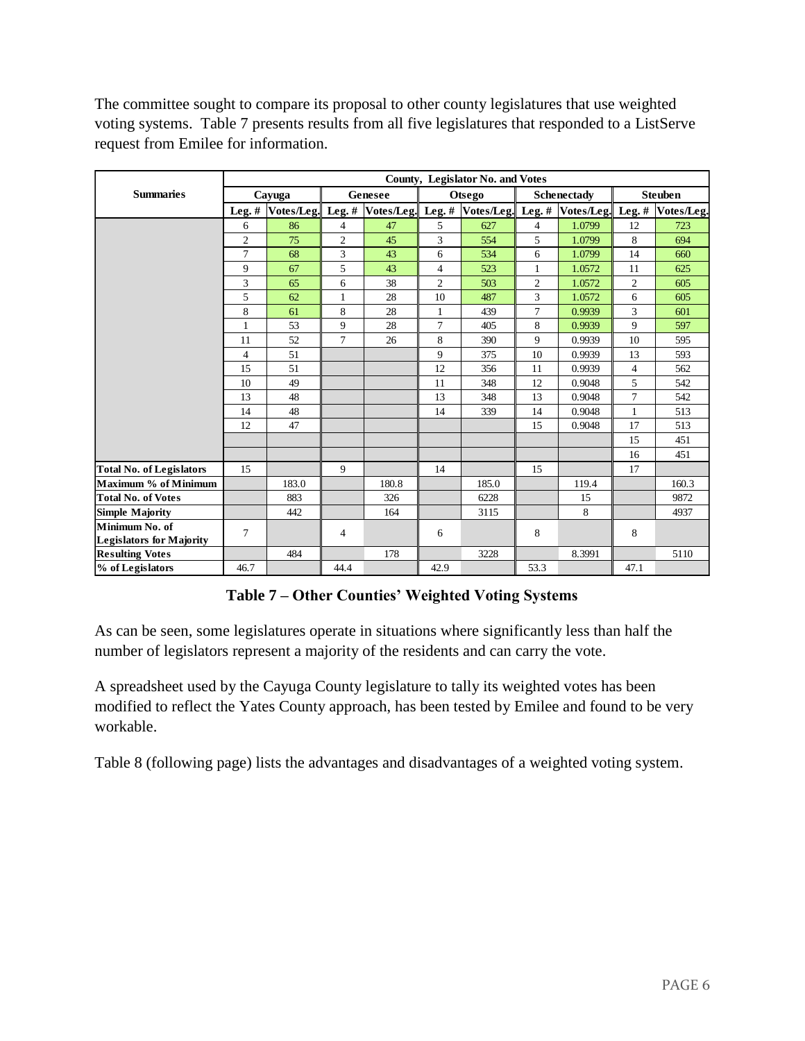The committee sought to compare its proposal to other county legislatures that use weighted voting systems. Table 7 presents results from all five legislatures that responded to a ListServe request from Emilee for information.

| Summaries | County, Legislator No. and Votes | | | | | | | | | |
|---|---|---|---|---|---|---|---|---|---|---|
| | Cayuga | | Genesee | | Otsego | | Schenectady | | Steuben | |
| | Leg. # | Votes/Leg. | Leg. # | Votes/Leg. | Leg. # | Votes/Leg. | Leg. # | Votes/Leg. | Leg. # | Votes/Leg. |
| | 6 | 86 | 4 | 47 | 5 | 627 | 4 | 1.0799 | 12 | 723 |
| | 2 | 75 | 2 | 45 | 3 | 554 | 5 | 1.0799 | 8 | 694 |
| | 7 | 68 | 3 | 43 | 6 | 534 | 6 | 1.0799 | 14 | 660 |
| | 9 | 67 | 5 | 43 | 4 | 523 | 1 | 1.0572 | 11 | 625 |
| | 3 | 65 | 6 | 38 | 2 | 503 | 2 | 1.0572 | 2 | 605 |
| | 5 | 62 | 1 | 28 | 10 | 487 | 3 | 1.0572 | 6 | 605 |
| | 8 | 61 | 8 | 28 | 1 | 439 | 7 | 0.9939 | 3 | 601 |
| | 1 | 53 | 9 | 28 | 7 | 405 | 8 | 0.9939 | 9 | 597 |
| | 11 | 52 | 7 | 26 | 8 | 390 | 9 | 0.9939 | 10 | 595 |
| | 4 | 51 | | | 9 | 375 | 10 | 0.9939 | 13 | 593 |
| | 15 | 51 | | | 12 | 356 | 11 | 0.9939 | 4 | 562 |
| | 10 | 49 | | | 11 | 348 | 12 | 0.9048 | 5 | 542 |
| | 13 | 48 | | | 13 | 348 | 13 | 0.9048 | 7 | 542 |
| | 14 | 48 | | | 14 | 339 | 14 | 0.9048 | 1 | 513 |
| | 12 | 47 | | | | | 15 | 0.9048 | 17 | 513 |
| | | | | | | | | | 15 | 451 |
| | | | | | | | | | 16 | 451 |
| **Total No. of Legislators** | 15 | | 9 | | 14 | | 15 | | 17 | |
| **Maximum % of Minimum** | | 183.0 | | 180.8 | | 185.0 | | 119.4 | | 160.3 |
| **Total No. of Votes** | | 883 | | 326 | | 6228 | | 15 | | 9872 |
| **Simple Majority** | | 442 | | 164 | | 3115 | | 8 | | 4937 |
| **Minimum No. of Legislators for Majority** | 7 | | 4 | | 6 | | 8 | | 8 | |
| **Resulting Votes** | | 484 | | 178 | | 3228 | | 8.3991 | | 5110 |
| **% of Legislators** | 46.7 | | 44.4 | | 42.9 | | 53.3 | | 47.1 | |

**Table 7 – Other Counties' Weighted Voting Systems**

As can be seen, some legislatures operate in situations where significantly less than half the number of legislators represent a majority of the residents and can carry the vote.

A spreadsheet used by the Cayuga County legislature to tally its weighted votes has been modified to reflect the Yates County approach, has been tested by Emilee and found to be very workable.

Table 8 (following page) lists the advantages and disadvantages of a weighted voting system.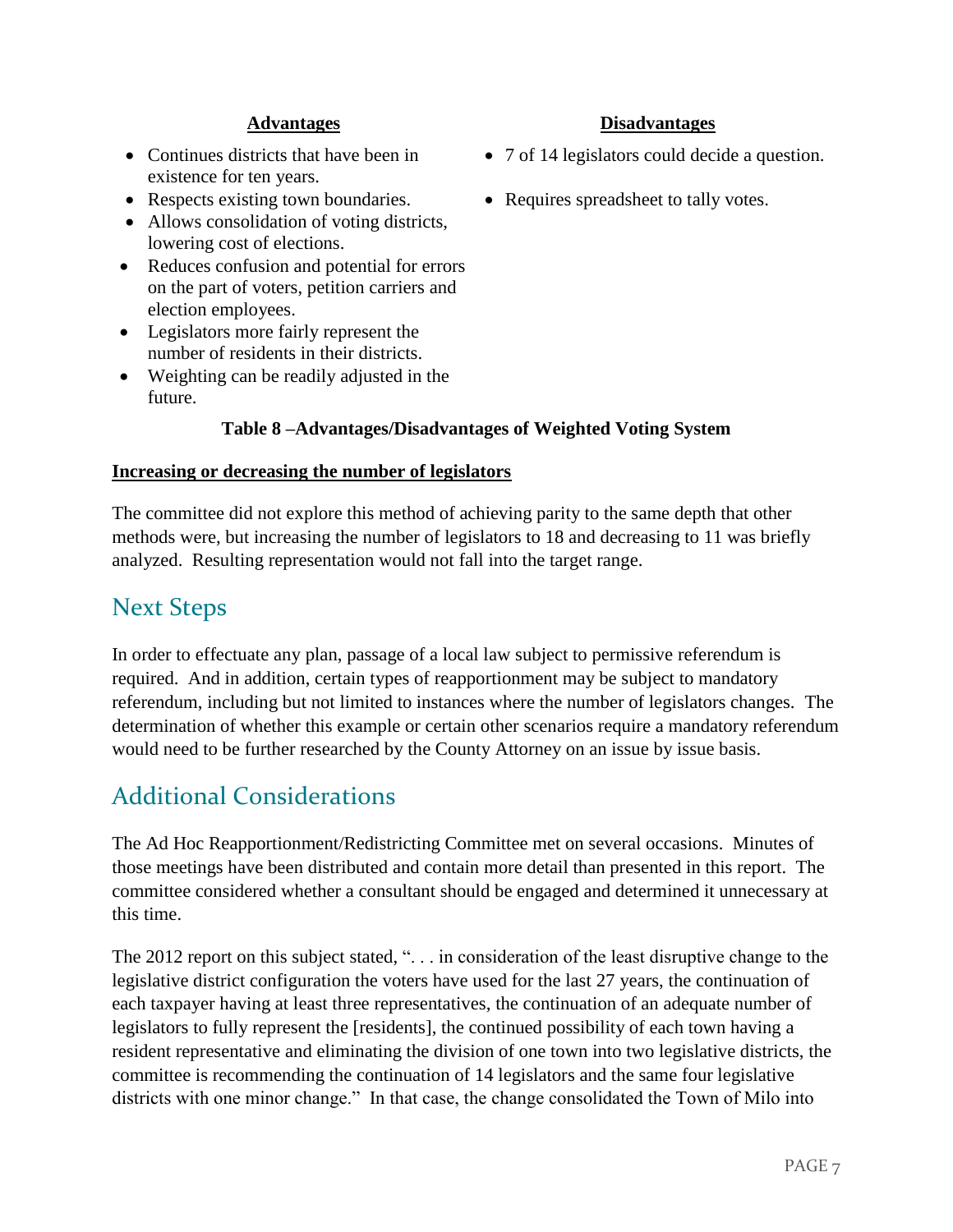| Advantages | Disadvantages |
|---|---|
| • Continues districts that have been in existence for ten years.<br>• Respects existing town boundaries.<br>• Allows consolidation of voting districts, lowering cost of elections.<br>• Reduces confusion and potential for errors on the part of voters, petition carriers and election employees.<br>• Legislators more fairly represent the number of residents in their districts.<br>• Weighting can be readily adjusted in the future. | • 7 of 14 legislators could decide a question.<br>• Requires spreadsheet to tally votes. |

**Table 8 –Advantages/Disadvantages of Weighted Voting System**

**Increasing or decreasing the number of legislators**

The committee did not explore this method of achieving parity to the same depth that other methods were, but increasing the number of legislators to 18 and decreasing to 11 was briefly analyzed. Resulting representation would not fall into the target range.

## Next Steps

In order to effectuate any plan, passage of a local law subject to permissive referendum is required. And in addition, certain types of reapportionment may be subject to mandatory referendum, including but not limited to instances where the number of legislators changes. The determination of whether this example or certain other scenarios require a mandatory referendum would need to be further researched by the County Attorney on an issue by issue basis.

## Additional Considerations

The Ad Hoc Reapportionment/Redistricting Committee met on several occasions. Minutes of those meetings have been distributed and contain more detail than presented in this report. The committee considered whether a consultant should be engaged and determined it unnecessary at this time.

The 2012 report on this subject stated, ". . . in consideration of the least disruptive change to the legislative district configuration the voters have used for the last 27 years, the continuation of each taxpayer having at least three representatives, the continuation of an adequate number of legislators to fully represent the [residents], the continued possibility of each town having a resident representative and eliminating the division of one town into two legislative districts, the committee is recommending the continuation of 14 legislators and the same four legislative districts with one minor change." In that case, the change consolidated the Town of Milo into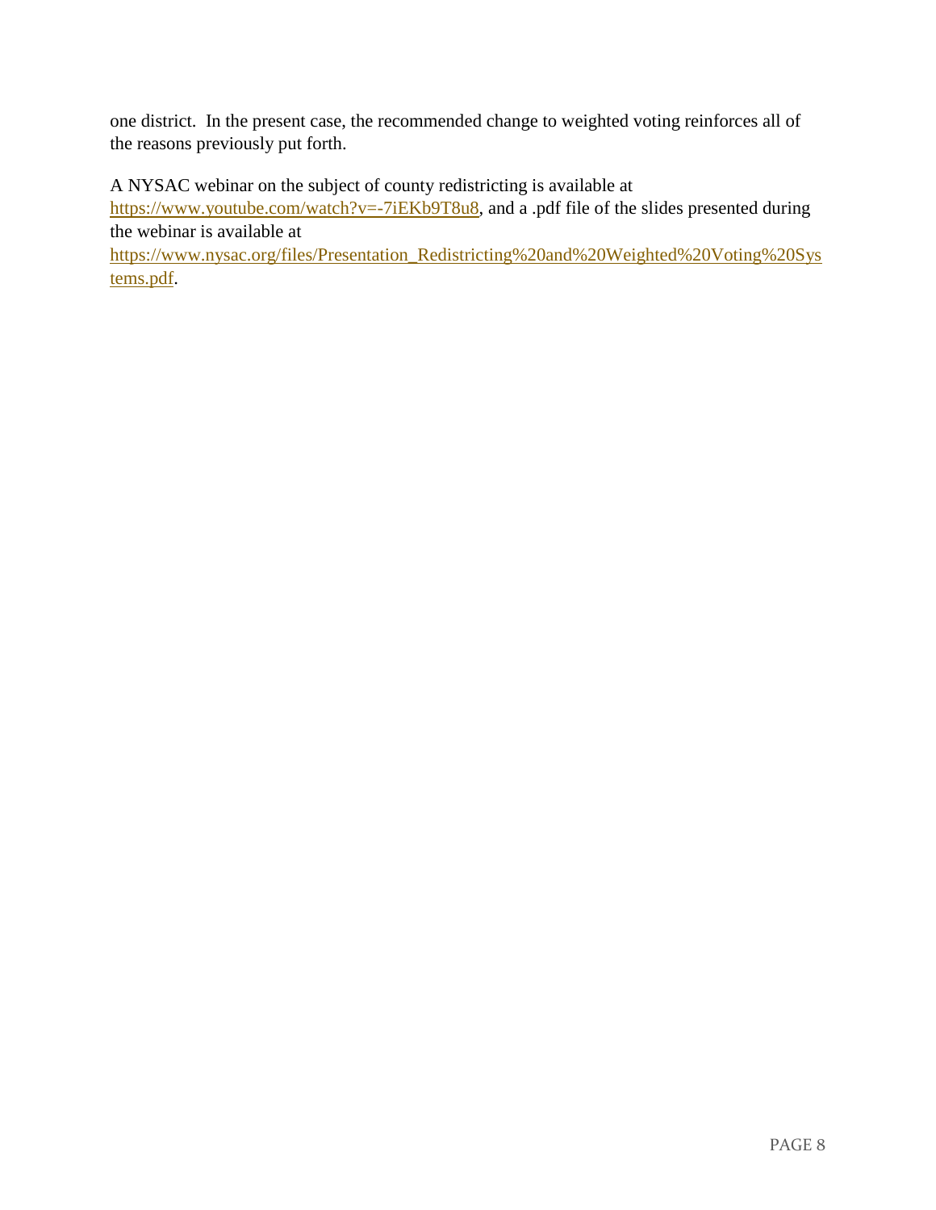one district. In the present case, the recommended change to weighted voting reinforces all of the reasons previously put forth.

A NYSAC webinar on the subject of county redistricting is available at [https://www.youtube.com/watch?v=-7iEKb9T8u8](https://www.youtube.com/watch?v=-7iEKb9T8u8), and a .pdf file of the slides presented during the webinar is available at [https://www.nysac.org/files/Presentation_Redistricting%20and%20Weighted%20Voting%20Systems.pdf](https://www.nysac.org/files/Presentation_Redistricting%20and%20Weighted%20Voting%20Systems.pdf).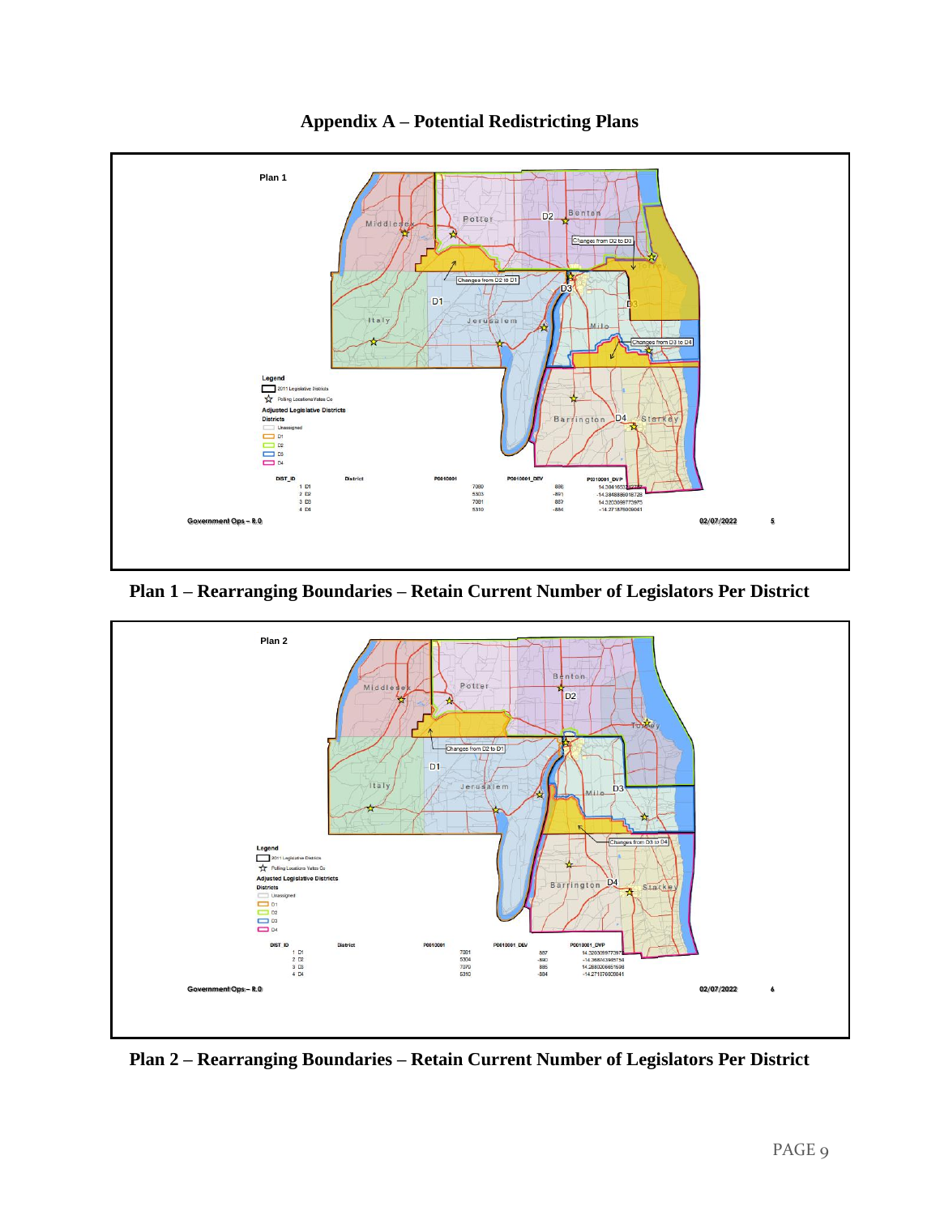## Appendix A – Potential Redistricting Plans

Plan 1

| DIST_ID | District | P0010001 | P0010001_DEV | P0010001_DVP |
|---|---|---|---|---|
| 1 | D1 | 7080 | 886 | 14.3041653212777 |
| 2 | D2 | 5303 | -891 | -14.3848886018728 |
| 3 | D3 | 7081 | 887 | 14.3203099773975 |
| 4 | D4 | 5310 | -884 | -14.271876009041 |

Government Ops – R.0 02/07/2022 5

**Plan 1 – Rearranging Boundaries – Retain Current Number of Legislators Per District**

Plan 2

| DIST_ID | District | P0010001 | P0010001_DEV | P0010001_DVP |
|---|---|---|---|---|
| 1 | D1 | 7081 | 887 | 14.3203099773975 |
| 2 | D2 | 5304 | -890 | -14.3687439457539 |
| 3 | D3 | 7079 | 885 | 14.2880206651598 |
| 4 | D4 | 5310 | -884 | -14.271876009041 |

Government Ops – R.0 02/07/2022 6

**Plan 2 – Rearranging Boundaries – Retain Current Number of Legislators Per District**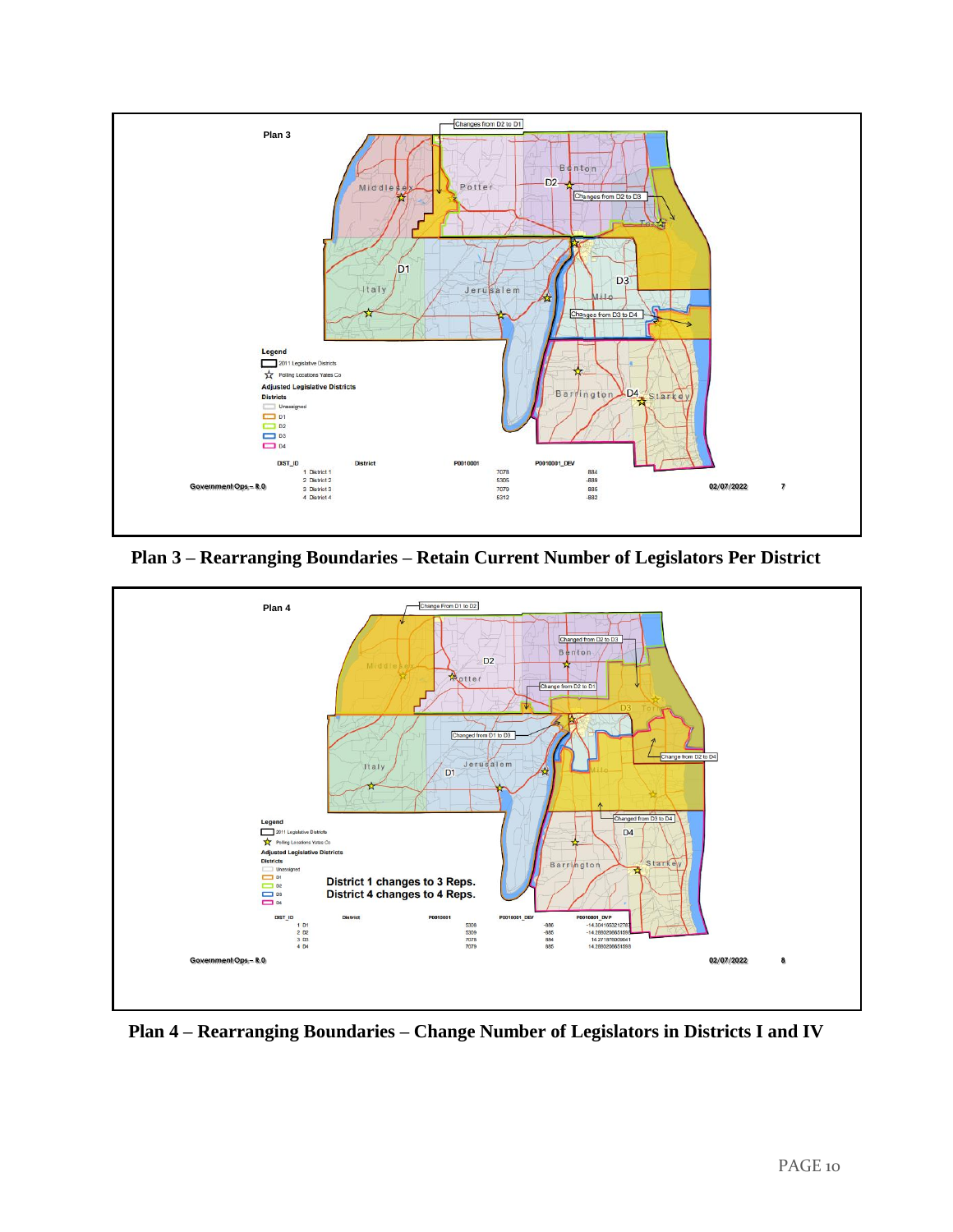Plan 3

Changes from D2 to D1

Changes from D2 to D3

Changes from D3 to D4

Legend

2011 Legislative Districts

Polling Locations Yates Co

Adjusted Legislative Districts

Districts

Unassigned

D1

D2

D3

D4

| DIST_ID | District | P0010001 | P0010001_DEV |
|---|---|---|---|
| 1 | District 1 | 7078 | 884 |
| 2 | District 2 | 5305 | -889 |
| 3 | District 3 | 7079 | 885 |
| 4 | District 4 | 5312 | -882 |

Government Ops – R.O. 02/07/2022 7

**Plan 3 – Rearranging Boundaries – Retain Current Number of Legislators Per District**

Plan 4

Change From D1 to D2

Changed from D2 to D3

Change from D2 to D1

Changed from D1 to D3

Change from D2 to D4

Changed from D3 to D4

Legend

2011 Legislative Districts

Polling Locations Yates Co

Adjusted Legislative Districts

Districts

Unassigned

D1

D2

D3

D4

**District 1 changes to 3 Reps.**
**District 4 changes to 4 Reps.**

| DIST_ID | District | P0010001 | P0010001_DEV | P0010001_DVP |
|---|---|---|---|---|
| 1 | D1 | 5308 | -886 | -14.3041653212787 |
| 2 | D2 | 5309 | -885 | -14.2880206651598 |
| 3 | D3 | 7078 | 884 | 14.2718760090041 |
| 4 | D4 | 7079 | 885 | 14.2880206651598 |

Government Ops – R.O. 02/07/2022 8

**Plan 4 – Rearranging Boundaries – Change Number of Legislators in Districts I and IV**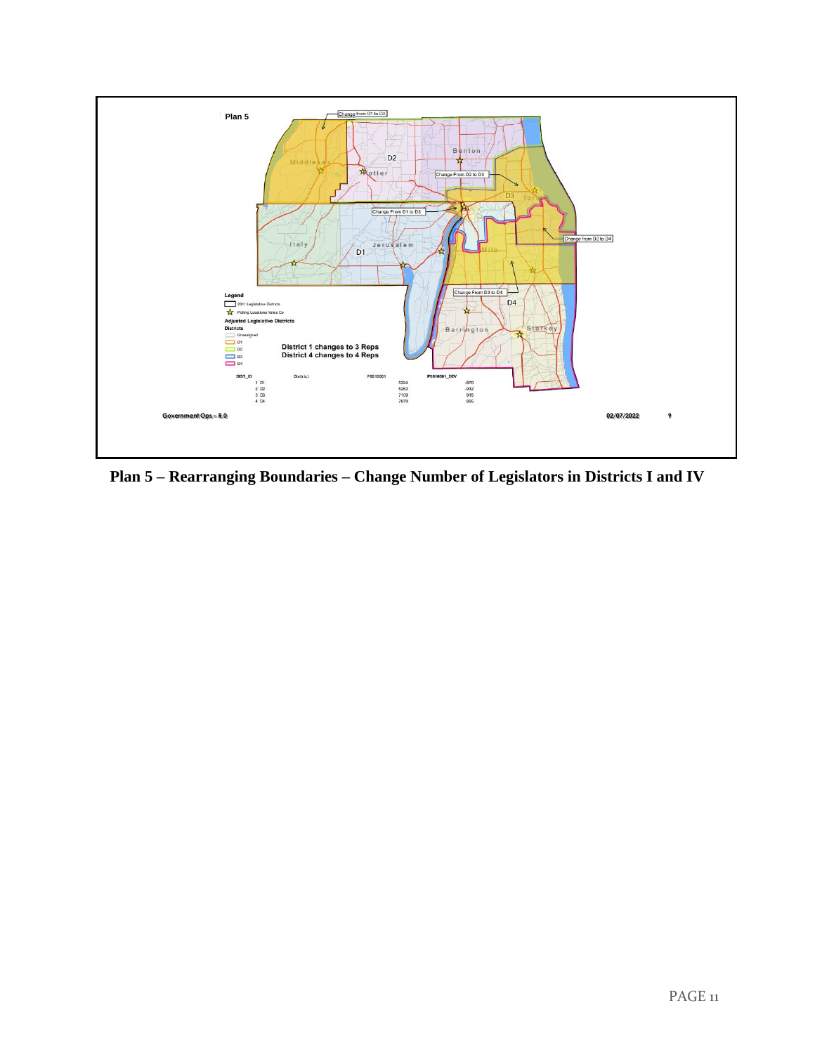Plan 5

Change from D1 to D2

Change From D2 to D3

Change From D1 to D3

Change from D2 to D4

Change From D3 to D4

Legend

2011 Legislative Districts

Polling Locations Yates Co

Adjusted Legislative Districts

Districts

Unassigned

D1

D2

D3

D4

District 1 changes to 3 Reps
District 4 changes to 4 Reps

| DIST_ID | District | P0010001 | P0010001_DEV |
|---|---|---|---|
| 1 | D1 | 5324 | -870 |
| 2 | D2 | 5262 | -932 |
| 3 | D3 | 7109 | 915 |
| 4 | D4 | 7079 | 885 |

Government Ops – 8.0 02/07/2022 9

**Plan 5 – Rearranging Boundaries – Change Number of Legislators in Districts I and IV**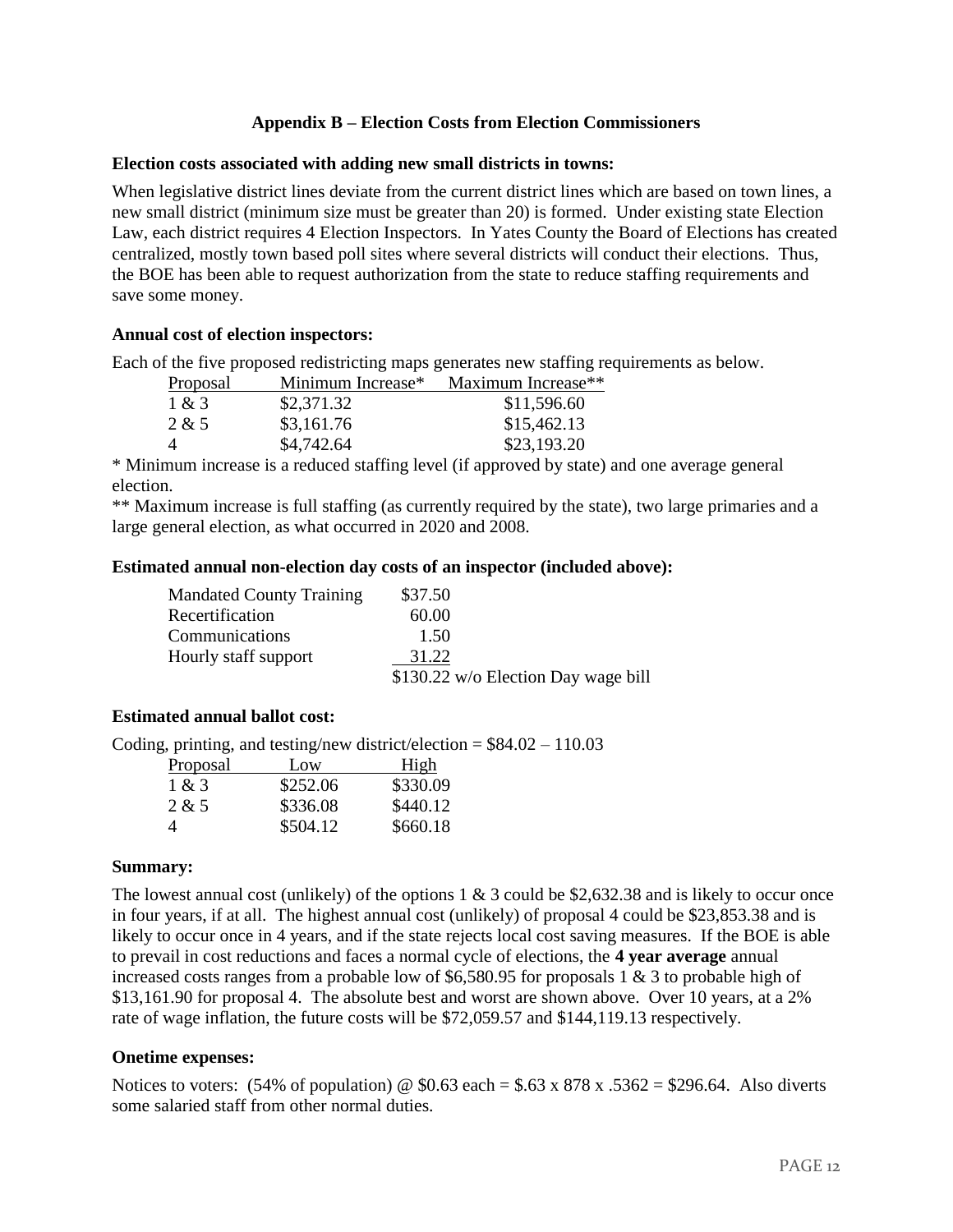## Appendix B – Election Costs from Election Commissioners

**Election costs associated with adding new small districts in towns:**

When legislative district lines deviate from the current district lines which are based on town lines, a new small district (minimum size must be greater than 20) is formed. Under existing state Election Law, each district requires 4 Election Inspectors. In Yates County the Board of Elections has created centralized, mostly town based poll sites where several districts will conduct their elections. Thus, the BOE has been able to request authorization from the state to reduce staffing requirements and save some money.

**Annual cost of election inspectors:**

Each of the five proposed redistricting maps generates new staffing requirements as below.

| Proposal | Minimum Increase* | Maximum Increase** |
|---|---|---|
| 1 & 3 | $2,371.32 | $11,596.60 |
| 2 & 5 | $3,161.76 | $15,462.13 |
| 4 | $4,742.64 | $23,193.20 |

* Minimum increase is a reduced staffing level (if approved by state) and one average general election.

** Maximum increase is full staffing (as currently required by the state), two large primaries and a large general election, as what occurred in 2020 and 2008.

**Estimated annual non-election day costs of an inspector (included above):**

| | |
|---|---|
| Mandated County Training | $37.50 |
| Recertification | 60.00 |
| Communications | 1.50 |
| Hourly staff support | 31.22 |
| | $130.22 w/o Election Day wage bill |

**Estimated annual ballot cost:**

Coding, printing, and testing/new district/election = $84.02 – 110.03

| Proposal | Low | High |
|---|---|---|
| 1 & 3 | $252.06 | $330.09 |
| 2 & 5 | $336.08 | $440.12 |
| 4 | $504.12 | $660.18 |

**Summary:**

The lowest annual cost (unlikely) of the options 1 & 3 could be $2,632.38 and is likely to occur once in four years, if at all. The highest annual cost (unlikely) of proposal 4 could be $23,853.38 and is likely to occur once in 4 years, and if the state rejects local cost saving measures. If the BOE is able to prevail in cost reductions and faces a normal cycle of elections, the **4 year average** annual increased costs ranges from a probable low of $6,580.95 for proposals 1 & 3 to probable high of $13,161.90 for proposal 4. The absolute best and worst are shown above. Over 10 years, at a 2% rate of wage inflation, the future costs will be $72,059.57 and $144,119.13 respectively.

**Onetime expenses:**

Notices to voters: (54% of population) @ $0.63 each = $.63 x 878 x .5362 = $296.64. Also diverts some salaried staff from other normal duties.